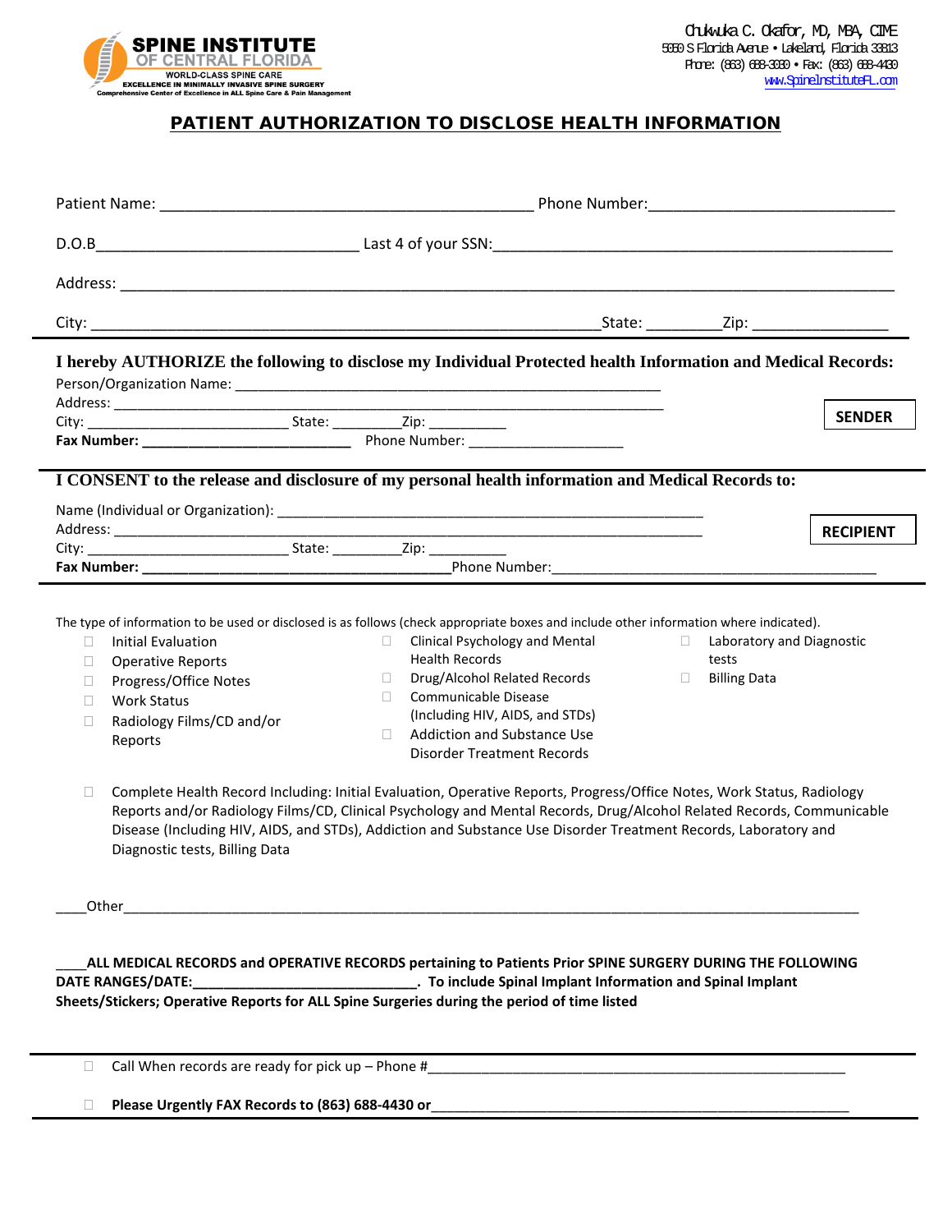**SPINE INSTITUTE OF CENTRAL FLORIDA**
WORLD-CLASS SPINE CARE
EXCELLENCE IN MINIMALLY INVASIVE SPINE SURGERY
Comprehensive Center of Excellence in ALL Spine Care & Pain Management

Chukwuka C. Okafor, MD, MBA, CIME
5050 S Florida Avenue • Lakeland, Florida 33813
Phone: (863) 688-3030 • Fax: (863) 688-4430
www.SpineInstituteFL.com

# PATIENT AUTHORIZATION TO DISCLOSE HEALTH INFORMATION

Patient Name: ____________________________________________ Phone Number:_____________________________

D.O.B______________________________ Last 4 of your SSN:_______________________________________________

Address: __________________________________________________________________________________________

City: ____________________________________________________________State: _________Zip: ________________

**I hereby AUTHORIZE the following to disclose my Individual Protected health Information and Medical Records:**

**SENDER**

Person/Organization Name: ____________________________________________________

Address: _________________________________________________________________

City: __________________________ State: _________Zip: __________

**Fax Number: ___________________________** Phone Number: ____________________

**I CONSENT to the release and disclosure of my personal health information and Medical Records to:**

**RECIPIENT**

Name (Individual or Organization): ______________________________________________________

Address: _________________________________________________________________________

City: __________________________ State: _________Zip: __________

**Fax Number: ________________________________________**Phone Number:_________________________________________

The type of information to be used or disclosed is as follows (check appropriate boxes and include other information where indicated).

- ☐ Initial Evaluation
- ☐ Operative Reports
- ☐ Progress/Office Notes
- ☐ Work Status
- ☐ Radiology Films/CD and/or Reports
- ☐ Clinical Psychology and Mental Health Records
- ☐ Drug/Alcohol Related Records
- ☐ Communicable Disease (Including HIV, AIDS, and STDs)
- ☐ Addiction and Substance Use Disorder Treatment Records
- ☐ Laboratory and Diagnostic tests
- ☐ Billing Data

☐ Complete Health Record Including: Initial Evaluation, Operative Reports, Progress/Office Notes, Work Status, Radiology Reports and/or Radiology Films/CD, Clinical Psychology and Mental Records, Drug/Alcohol Related Records, Communicable Disease (Including HIV, AIDS, and STDs), Addiction and Substance Use Disorder Treatment Records, Laboratory and Diagnostic tests, Billing Data

____Other_____________________________________________________________________________________________

**____ALL MEDICAL RECORDS and OPERATIVE RECORDS pertaining to Patients Prior SPINE SURGERY DURING THE FOLLOWING DATE RANGES/DATE:_____________________________. To include Spinal Implant Information and Spinal Implant Sheets/Stickers; Operative Reports for ALL Spine Surgeries during the period of time listed**

☐ Call When records are ready for pick up – Phone #_________________________________________________________

☐ **Please Urgently FAX Records to (863) 688-4430 or**_______________________________________________________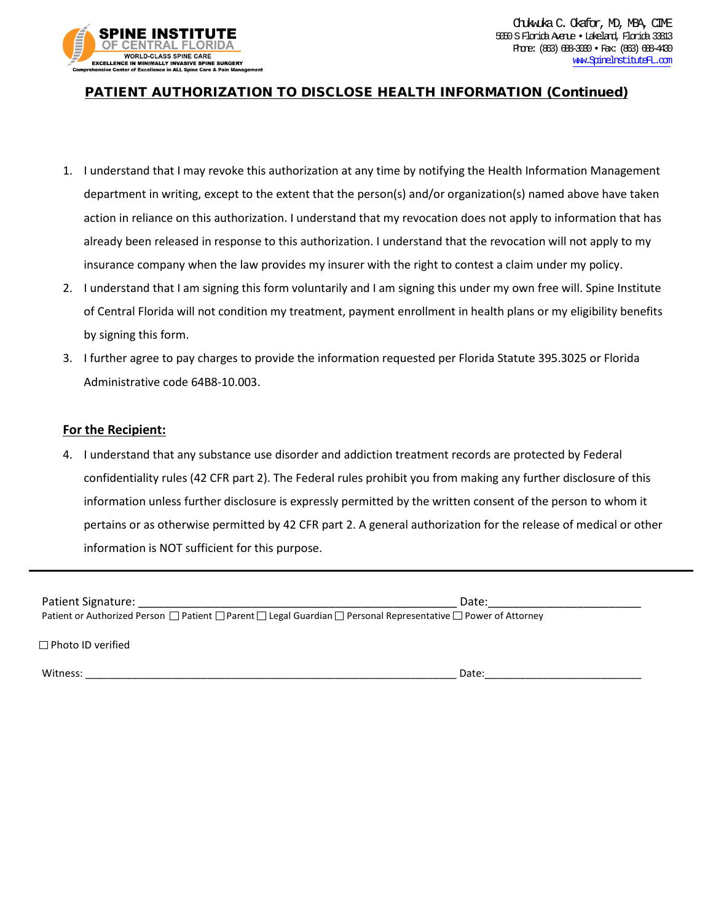**SPINE INSTITUTE OF CENTRAL FLORIDA**
WORLD-CLASS SPINE CARE
EXCELLENCE IN MINIMALLY INVASIVE SPINE SURGERY
Comprehensive Center of Excellence in ALL Spine Care & Pain Management

Chukwuka C. Okafor, MD, MBA, CIME
5050 S Florida Avenue • Lakeland, Florida 33813
Phone: (863) 688-3080 • Fax: (863) 688-4430
www.SpineInstituteFL.com

## PATIENT AUTHORIZATION TO DISCLOSE HEALTH INFORMATION (Continued)

1. I understand that I may revoke this authorization at any time by notifying the Health Information Management department in writing, except to the extent that the person(s) and/or organization(s) named above have taken action in reliance on this authorization. I understand that my revocation does not apply to information that has already been released in response to this authorization. I understand that the revocation will not apply to my insurance company when the law provides my insurer with the right to contest a claim under my policy.
2. I understand that I am signing this form voluntarily and I am signing this under my own free will. Spine Institute of Central Florida will not condition my treatment, payment enrollment in health plans or my eligibility benefits by signing this form.
3. I further agree to pay charges to provide the information requested per Florida Statute 395.3025 or Florida Administrative code 64B8-10.003.

**For the Recipient:**

4. I understand that any substance use disorder and addiction treatment records are protected by Federal confidentiality rules (42 CFR part 2). The Federal rules prohibit you from making any further disclosure of this information unless further disclosure is expressly permitted by the written consent of the person to whom it pertains or as otherwise permitted by 42 CFR part 2. A general authorization for the release of medical or other information is NOT sufficient for this purpose.

---

Patient Signature: ____________________________________________________ Date:________________________

Patient or Authorized Person ☐ Patient ☐ Parent ☐ Legal Guardian ☐ Personal Representative ☐ Power of Attorney

☐ Photo ID verified

Witness: _________________________________________________________________ Date:__________________________